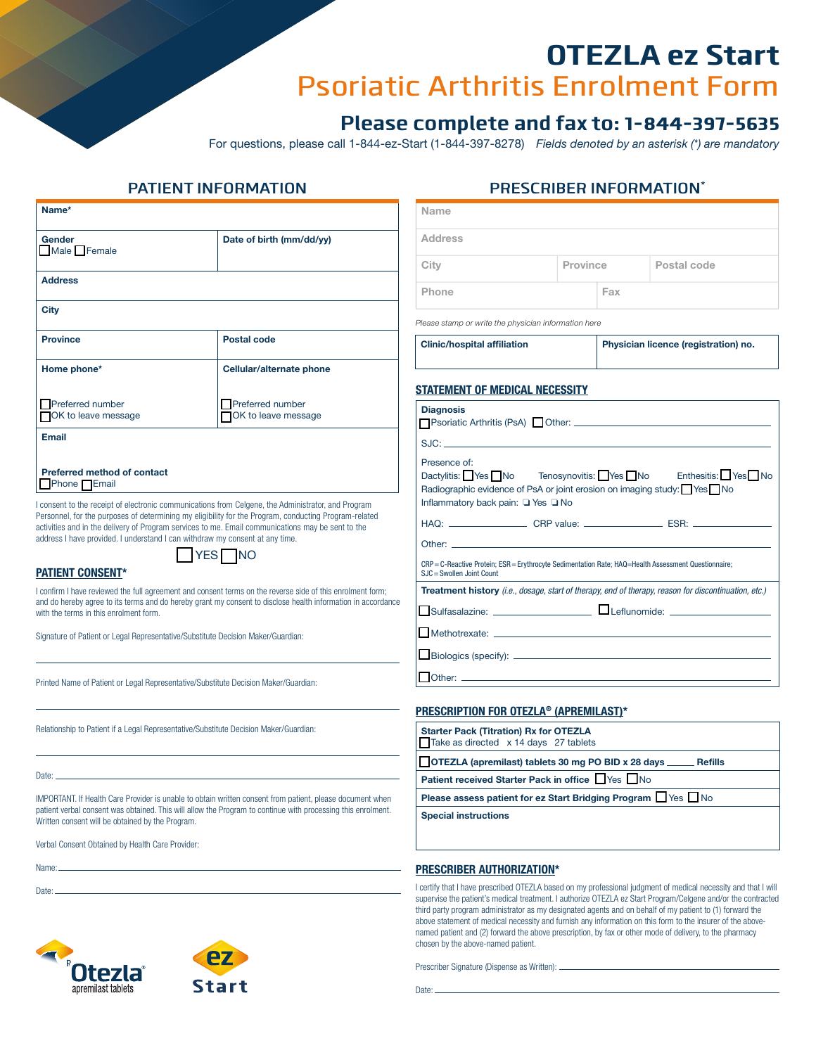# OTEZLA ez Start

## Psoriatic Arthritis Enrolment Form

### Please complete and fax to: 1-844-397-5635

For questions, please call 1-844-ez-Start (1-844-397-8278) *Fields denoted by an asterisk (*) are mandatory*

## PATIENT INFORMATION

| | |
|---|---|
| **Name*** | |
| **Gender** ☐ Male ☐ Female | **Date of birth (mm/dd/yy)** |
| **Address** | |
| **City** | |
| **Province** | **Postal code** |
| **Home phone*** ☐ Preferred number ☐ OK to leave message | **Cellular/alternate phone** ☐ Preferred number ☐ OK to leave message |
| **Email** | |
| **Preferred method of contact** ☐ Phone ☐ Email | |

I consent to the receipt of electronic communications from Celgene, the Administrator, and Program Personnel, for the purposes of determining my eligibility for the Program, conducting Program-related activities and in the delivery of Program services to me. Email communications may be sent to the address I have provided. I understand I can withdraw my consent at any time.

☐ YES ☐ NO

### PATIENT CONSENT*

I confirm I have reviewed the full agreement and consent terms on the reverse side of this enrolment form; and do hereby agree to its terms and do hereby grant my consent to disclose health information in accordance with the terms in this enrolment form.

Signature of Patient or Legal Representative/Substitute Decision Maker/Guardian:

Printed Name of Patient or Legal Representative/Substitute Decision Maker/Guardian:

Relationship to Patient if a Legal Representative/Substitute Decision Maker/Guardian:

Date:

IMPORTANT. If Health Care Provider is unable to obtain written consent from patient, please document when patient verbal consent was obtained. This will allow the Program to continue with processing this enrolment. Written consent will be obtained by the Program.

Verbal Consent Obtained by Health Care Provider:

Name:

Date:

## PRESCRIBER INFORMATION*

| | | |
|---|---|---|
| Name | | |
| Address | | |
| City | Province | Postal code |
| Phone | Fax | |

*Please stamp or write the physician information here*

| **Clinic/hospital affiliation** | **Physician licence (registration) no.** |
|---|---|
| | |

### STATEMENT OF MEDICAL NECESSITY

**Diagnosis**
☐ Psoriatic Arthritis (PsA) ☐ Other: ____________

SJC: ____________

Presence of:
Dactylitis: ☐ Yes ☐ No Tenosynovitis: ☐ Yes ☐ No Enthesitis: ☐ Yes ☐ No
Radiographic evidence of PsA or joint erosion on imaging study: ☐ Yes ☐ No
Inflammatory back pain: ☐ Yes ☐ No

HAQ: ____________ CRP value: ____________ ESR: ____________

Other: ____________

CRP = C-Reactive Protein; ESR = Erythrocyte Sedimentation Rate; HAQ=Health Assessment Questionnaire; SJC = Swollen Joint Count

**Treatment history** *(i.e., dosage, start of therapy, end of therapy, reason for discontinuation, etc.)*

☐ Sulfasalazine: ____________ ☐ Leflunomide: ____________

☐ Methotrexate: ____________

☐ Biologics (specify): ____________

☐ Other: ____________

### PRESCRIPTION FOR OTEZLA® (APREMILAST)*

**Starter Pack (Titration) Rx for OTEZLA**
☐ Take as directed x 14 days 27 tablets

☐ **OTEZLA (apremilast) tablets 30 mg PO BID x 28 days _____ Refills**

**Patient received Starter Pack in office** ☐ Yes ☐ No

**Please assess patient for ez Start Bridging Program** ☐ Yes ☐ No

**Special instructions**

### PRESCRIBER AUTHORIZATION*

I certify that I have prescribed OTEZLA based on my professional judgment of medical necessity and that I will supervise the patient's medical treatment. I authorize OTEZLA ez Start Program/Celgene and/or the contracted third party program administrator as my designated agents and on behalf of my patient to (1) forward the above statement of medical necessity and furnish any information on this form to the insurer of the above-named patient and (2) forward the above prescription, by fax or other mode of delivery, to the pharmacy chosen by the above-named patient.

Prescriber Signature (Dispense as Written):

Date:

Otezla® apremilast tablets ez Start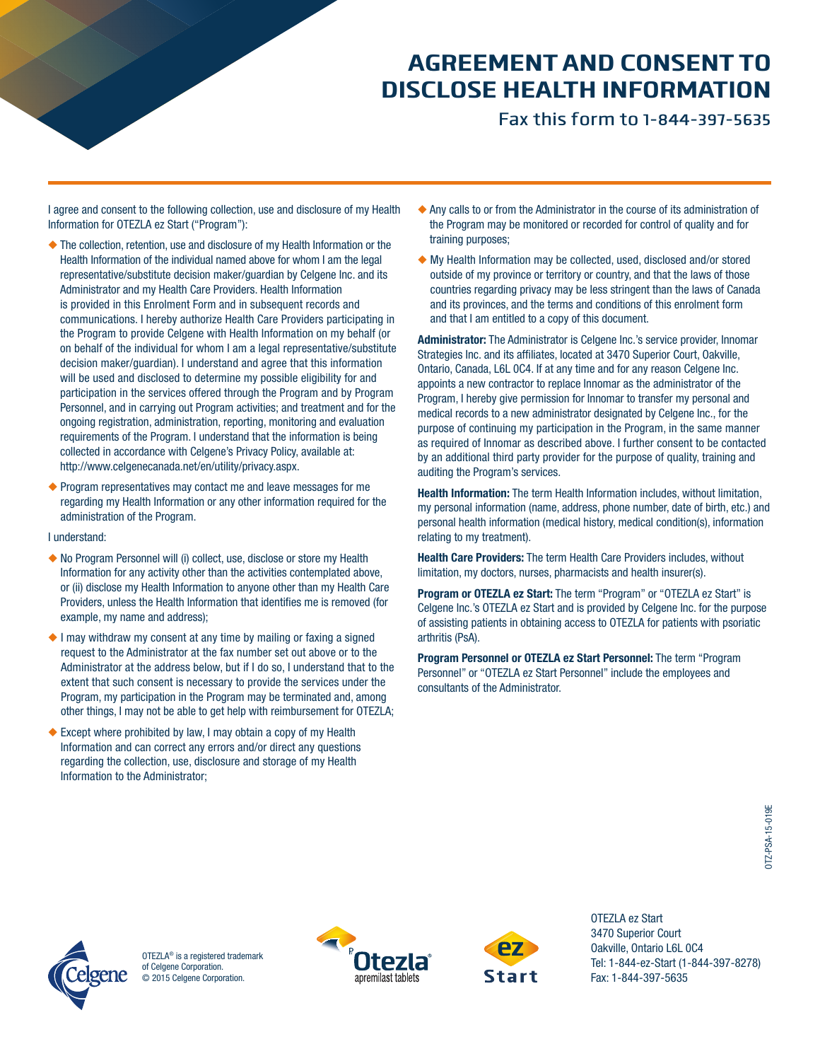# AGREEMENT AND CONSENT TO DISCLOSE HEALTH INFORMATION

Fax this form to 1-844-397-5635

I agree and consent to the following collection, use and disclosure of my Health Information for OTEZLA ez Start ("Program"):

- The collection, retention, use and disclosure of my Health Information or the Health Information of the individual named above for whom I am the legal representative/substitute decision maker/guardian by Celgene Inc. and its Administrator and my Health Care Providers. Health Information is provided in this Enrolment Form and in subsequent records and communications. I hereby authorize Health Care Providers participating in the Program to provide Celgene with Health Information on my behalf (or on behalf of the individual for whom I am a legal representative/substitute decision maker/guardian). I understand and agree that this information will be used and disclosed to determine my possible eligibility for and participation in the services offered through the Program and by Program Personnel, and in carrying out Program activities; and treatment and for the ongoing registration, administration, reporting, monitoring and evaluation requirements of the Program. I understand that the information is being collected in accordance with Celgene's Privacy Policy, available at: http://www.celgenecanada.net/en/utility/privacy.aspx.
- Program representatives may contact me and leave messages for me regarding my Health Information or any other information required for the administration of the Program.

I understand:

- No Program Personnel will (i) collect, use, disclose or store my Health Information for any activity other than the activities contemplated above, or (ii) disclose my Health Information to anyone other than my Health Care Providers, unless the Health Information that identifies me is removed (for example, my name and address);
- I may withdraw my consent at any time by mailing or faxing a signed request to the Administrator at the fax number set out above or to the Administrator at the address below, but if I do so, I understand that to the extent that such consent is necessary to provide the services under the Program, my participation in the Program may be terminated and, among other things, I may not be able to get help with reimbursement for OTEZLA;
- Except where prohibited by law, I may obtain a copy of my Health Information and can correct any errors and/or direct any questions regarding the collection, use, disclosure and storage of my Health Information to the Administrator;
- Any calls to or from the Administrator in the course of its administration of the Program may be monitored or recorded for control of quality and for training purposes;
- My Health Information may be collected, used, disclosed and/or stored outside of my province or territory or country, and that the laws of those countries regarding privacy may be less stringent than the laws of Canada and its provinces, and the terms and conditions of this enrolment form and that I am entitled to a copy of this document.

**Administrator:** The Administrator is Celgene Inc.'s service provider, Innomar Strategies Inc. and its affiliates, located at 3470 Superior Court, Oakville, Ontario, Canada, L6L 0C4. If at any time and for any reason Celgene Inc. appoints a new contractor to replace Innomar as the administrator of the Program, I hereby give permission for Innomar to transfer my personal and medical records to a new administrator designated by Celgene Inc., for the purpose of continuing my participation in the Program, in the same manner as required of Innomar as described above. I further consent to be contacted by an additional third party provider for the purpose of quality, training and auditing the Program's services.

**Health Information:** The term Health Information includes, without limitation, my personal information (name, address, phone number, date of birth, etc.) and personal health information (medical history, medical condition(s), information relating to my treatment).

**Health Care Providers:** The term Health Care Providers includes, without limitation, my doctors, nurses, pharmacists and health insurer(s).

**Program or OTEZLA ez Start:** The term "Program" or "OTEZLA ez Start" is Celgene Inc.'s OTEZLA ez Start and is provided by Celgene Inc. for the purpose of assisting patients in obtaining access to OTEZLA for patients with psoriatic arthritis (PsA).

**Program Personnel or OTEZLA ez Start Personnel:** The term "Program Personnel" or "OTEZLA ez Start Personnel" include the employees and consultants of the Administrator.

OTZ-PSA-15-019E

OTEZLA® is a registered trademark of Celgene Corporation.
© 2015 Celgene Corporation.

Otezla® apremilast tablets

ez Start

OTEZLA ez Start
3470 Superior Court
Oakville, Ontario L6L 0C4
Tel: 1-844-ez-Start (1-844-397-8278)
Fax: 1-844-397-5635